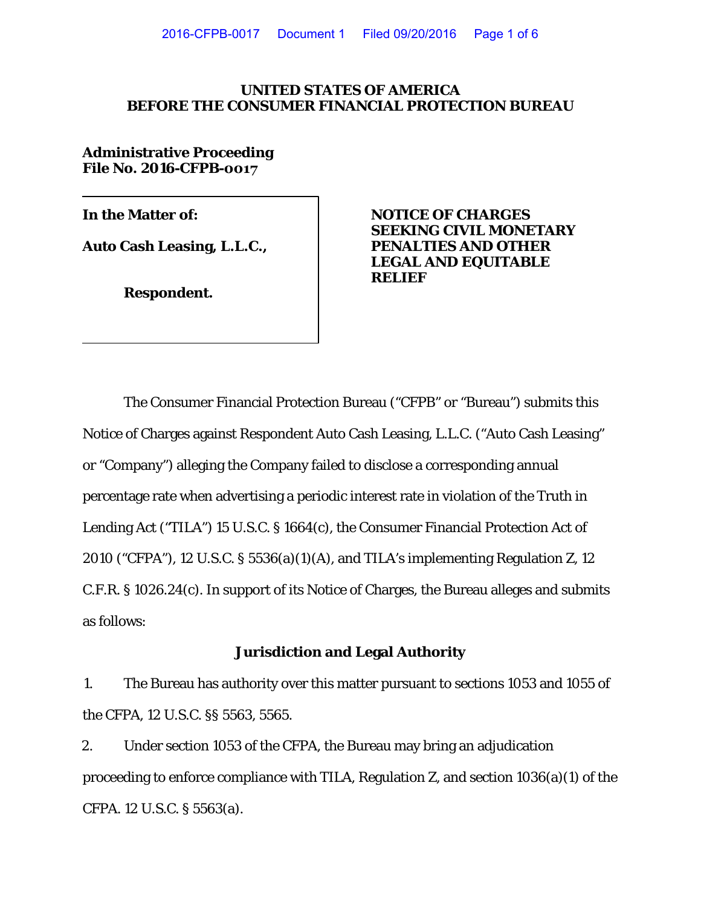**UNITED STATES OF AMERICA**
**BEFORE THE CONSUMER FINANCIAL PROTECTION BUREAU**

**Administrative Proceeding**
**File No. 2016-CFPB-0017**

| **In the Matter of:** <br><br> **Auto Cash Leasing, L.L.C.,** <br><br> **Respondent.** | **NOTICE OF CHARGES SEEKING CIVIL MONETARY PENALTIES AND OTHER LEGAL AND EQUITABLE RELIEF** |
|---|---|

The Consumer Financial Protection Bureau ("CFPB" or "Bureau") submits this Notice of Charges against Respondent Auto Cash Leasing, L.L.C. ("Auto Cash Leasing" or "Company") alleging the Company failed to disclose a corresponding annual percentage rate when advertising a periodic interest rate in violation of the Truth in Lending Act ("TILA") 15 U.S.C. § 1664(c), the Consumer Financial Protection Act of 2010 ("CFPA"), 12 U.S.C. § 5536(a)(1)(A), and TILA's implementing Regulation Z, 12 C.F.R. § 1026.24(c). In support of its Notice of Charges, the Bureau alleges and submits as follows:

### Jurisdiction and Legal Authority

1. The Bureau has authority over this matter pursuant to sections 1053 and 1055 of the CFPA, 12 U.S.C. §§ 5563, 5565.

2. Under section 1053 of the CFPA, the Bureau may bring an adjudication proceeding to enforce compliance with TILA, Regulation Z, and section 1036(a)(1) of the CFPA. 12 U.S.C. § 5563(a).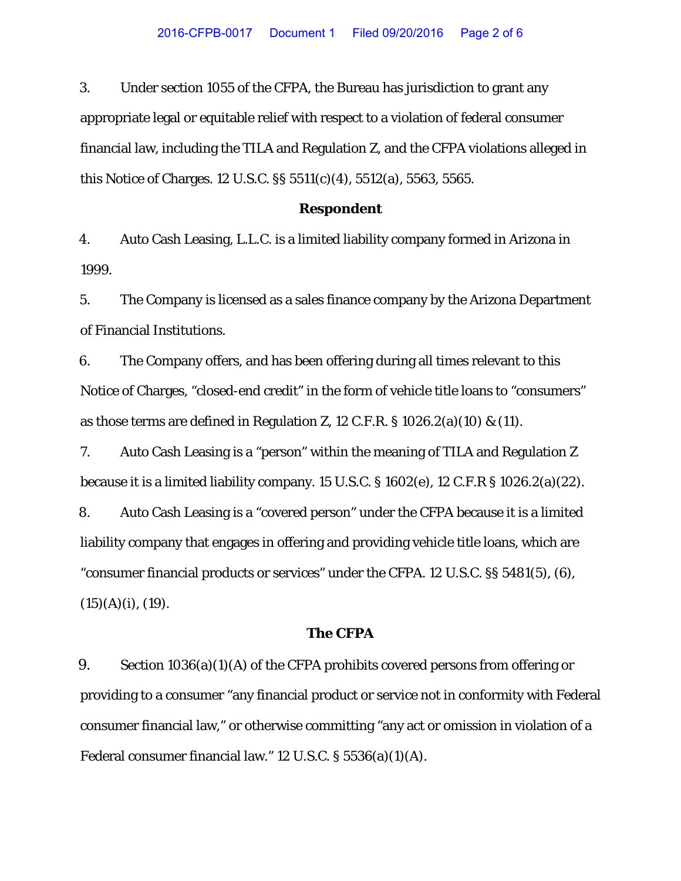3. Under section 1055 of the CFPA, the Bureau has jurisdiction to grant any appropriate legal or equitable relief with respect to a violation of federal consumer financial law, including the TILA and Regulation Z, and the CFPA violations alleged in this Notice of Charges. 12 U.S.C. §§ 5511(c)(4), 5512(a), 5563, 5565.

**Respondent**

4. Auto Cash Leasing, L.L.C. is a limited liability company formed in Arizona in 1999.

5. The Company is licensed as a sales finance company by the Arizona Department of Financial Institutions.

6. The Company offers, and has been offering during all times relevant to this Notice of Charges, "closed-end credit" in the form of vehicle title loans to "consumers" as those terms are defined in Regulation Z, 12 C.F.R. § 1026.2(a)(10) & (11).

7. Auto Cash Leasing is a "person" within the meaning of TILA and Regulation Z because it is a limited liability company. 15 U.S.C. § 1602(e), 12 C.F.R § 1026.2(a)(22).

8. Auto Cash Leasing is a "covered person" under the CFPA because it is a limited liability company that engages in offering and providing vehicle title loans, which are "consumer financial products or services" under the CFPA. 12 U.S.C. §§ 5481(5), (6), (15)(A)(i), (19).

**The CFPA**

9. Section 1036(a)(1)(A) of the CFPA prohibits covered persons from offering or providing to a consumer "any financial product or service not in conformity with Federal consumer financial law," or otherwise committing "any act or omission in violation of a Federal consumer financial law." 12 U.S.C. § 5536(a)(1)(A).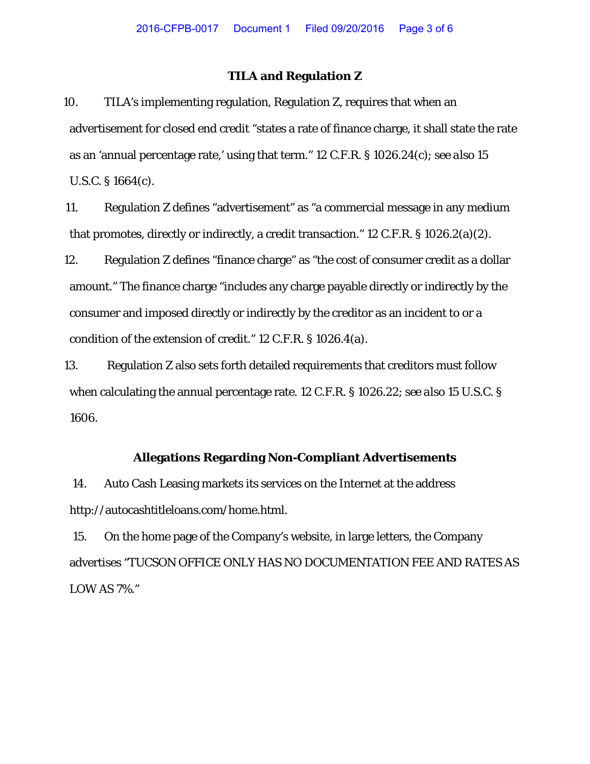## TILA and Regulation Z

10. TILA's implementing regulation, Regulation Z, requires that when an advertisement for closed end credit "states a rate of finance charge, it shall state the rate as an 'annual percentage rate,' using that term." 12 C.F.R. § 1026.24(c); *see also* 15 U.S.C. § 1664(c).

11. Regulation Z defines "advertisement" as "a commercial message in any medium that promotes, directly or indirectly, a credit transaction." 12 C.F.R. § 1026.2(a)(2).

12. Regulation Z defines "finance charge" as "the cost of consumer credit as a dollar amount." The finance charge "includes any charge payable directly or indirectly by the consumer and imposed directly or indirectly by the creditor as an incident to or a condition of the extension of credit." 12 C.F.R. § 1026.4(a).

13. Regulation Z also sets forth detailed requirements that creditors must follow when calculating the annual percentage rate. 12 C.F.R. § 1026.22; *see also* 15 U.S.C. § 1606.

## Allegations Regarding Non-Compliant Advertisements

14. Auto Cash Leasing markets its services on the Internet at the address http://autocashtitleloans.com/home.html.

15. On the home page of the Company's website, in large letters, the Company advertises "TUCSON OFFICE ONLY HAS NO DOCUMENTATION FEE AND RATES AS LOW AS 7%."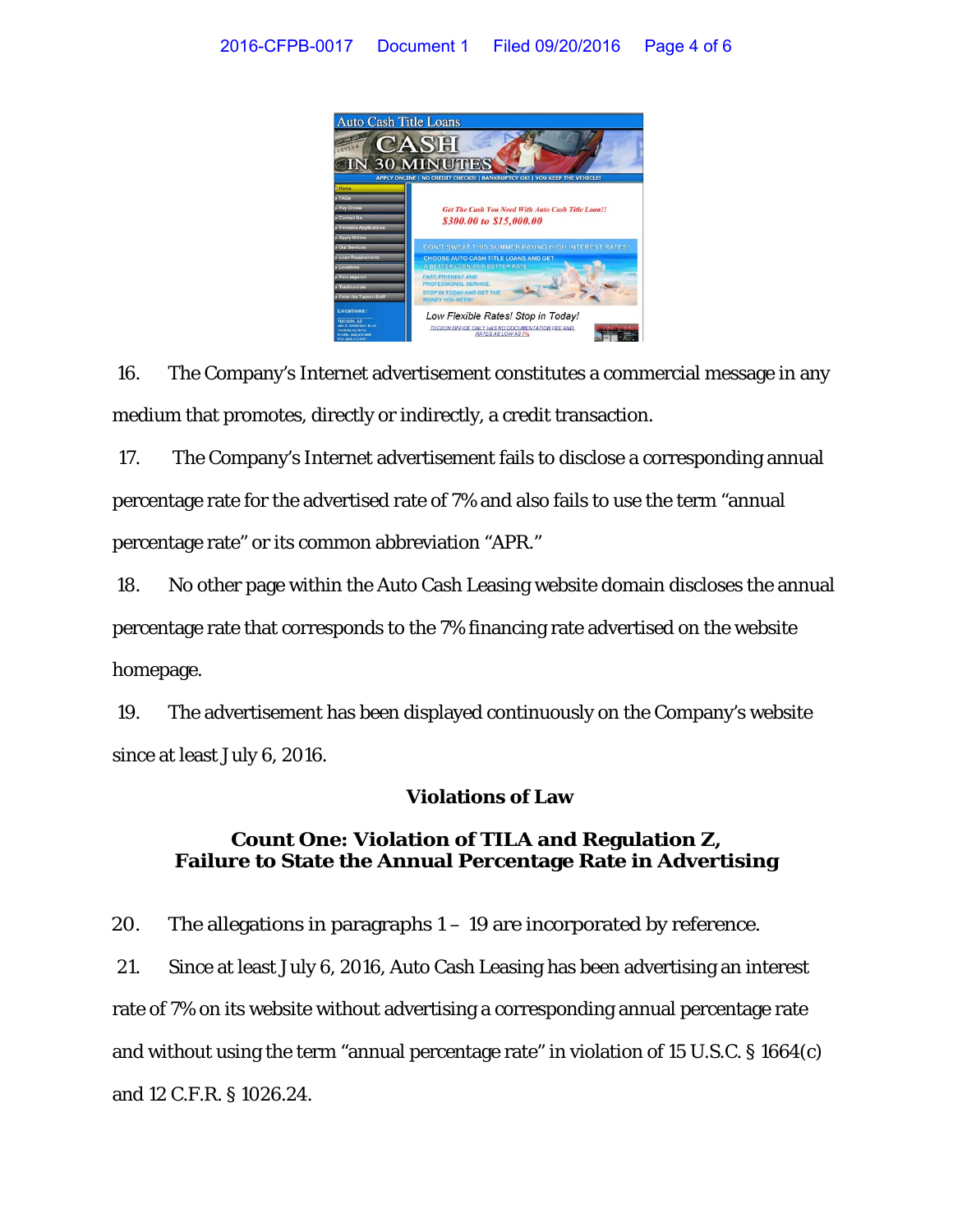16. The Company's Internet advertisement constitutes a commercial message in any medium that promotes, directly or indirectly, a credit transaction.

17. The Company's Internet advertisement fails to disclose a corresponding annual percentage rate for the advertised rate of 7% and also fails to use the term "annual percentage rate" or its common abbreviation "APR."

18. No other page within the Auto Cash Leasing website domain discloses the annual percentage rate that corresponds to the 7% financing rate advertised on the website homepage.

19. The advertisement has been displayed continuously on the Company's website since at least July 6, 2016.

## Violations of Law

### Count One: Violation of TILA and Regulation Z, Failure to State the Annual Percentage Rate in Advertising

20. The allegations in paragraphs 1 – 19 are incorporated by reference.

21. Since at least July 6, 2016, Auto Cash Leasing has been advertising an interest rate of 7% on its website without advertising a corresponding annual percentage rate and without using the term "annual percentage rate" in violation of 15 U.S.C. § 1664(c) and 12 C.F.R. § 1026.24.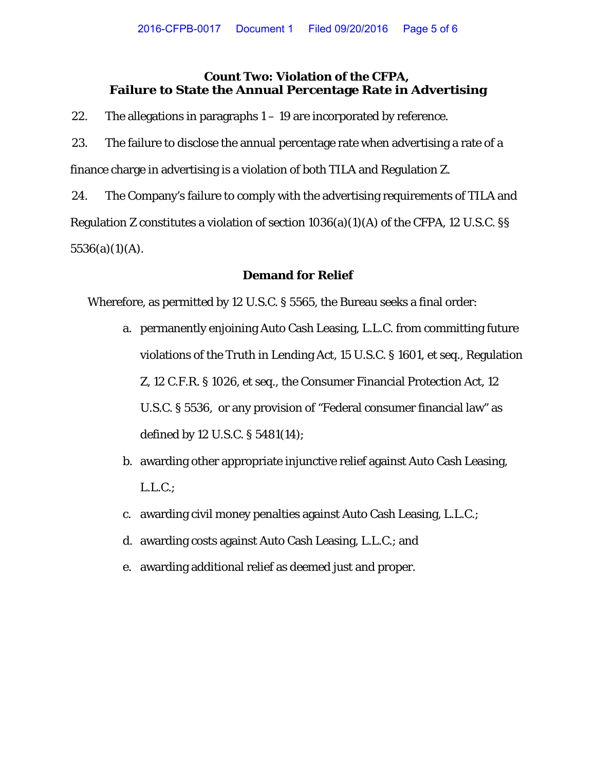## Count Two: Violation of the CFPA, Failure to State the Annual Percentage Rate in Advertising

22. The allegations in paragraphs 1 – 19 are incorporated by reference.

23. The failure to disclose the annual percentage rate when advertising a rate of a finance charge in advertising is a violation of both TILA and Regulation Z.

24. The Company's failure to comply with the advertising requirements of TILA and Regulation Z constitutes a violation of section 1036(a)(1)(A) of the CFPA, 12 U.S.C. §§ 5536(a)(1)(A).

## Demand for Relief

Wherefore, as permitted by 12 U.S.C. § 5565, the Bureau seeks a final order:

a. permanently enjoining Auto Cash Leasing, L.L.C. from committing future violations of the Truth in Lending Act, 15 U.S.C. § 1601, et seq., Regulation Z, 12 C.F.R. § 1026, et seq., the Consumer Financial Protection Act, 12 U.S.C. § 5536, or any provision of "Federal consumer financial law" as defined by 12 U.S.C. § 5481(14);

b. awarding other appropriate injunctive relief against Auto Cash Leasing, L.L.C.;

c. awarding civil money penalties against Auto Cash Leasing, L.L.C.;

d. awarding costs against Auto Cash Leasing, L.L.C.; and

e. awarding additional relief as deemed just and proper.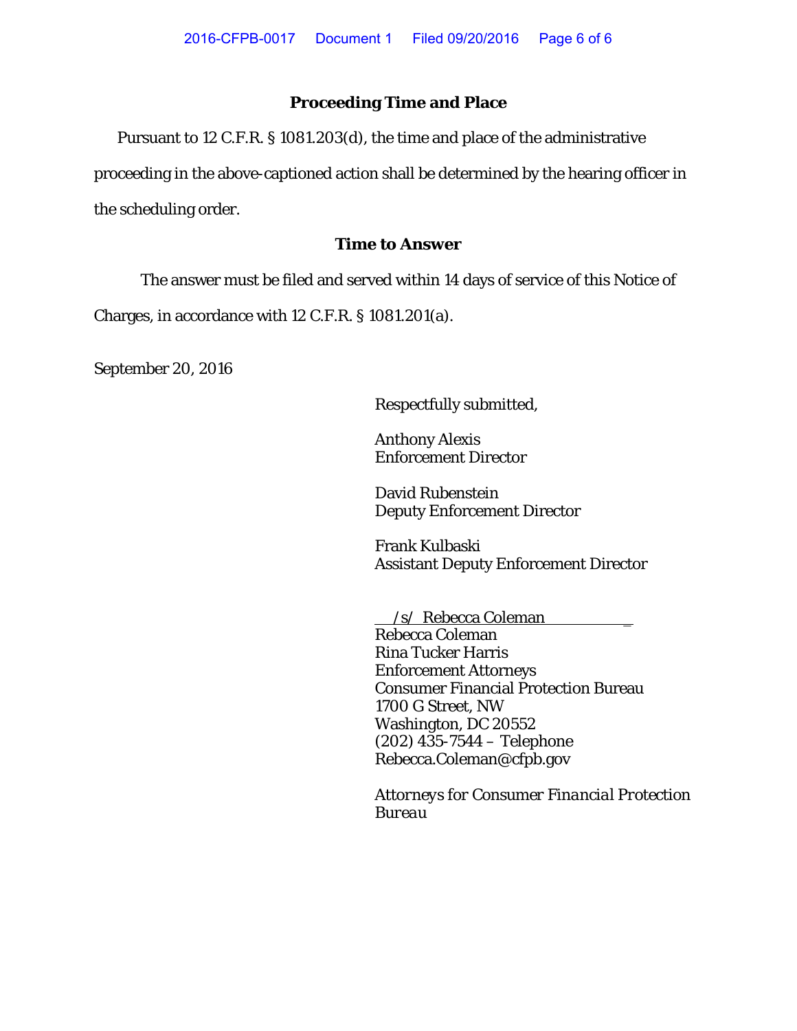**Proceeding Time and Place**

Pursuant to 12 C.F.R. § 1081.203(d), the time and place of the administrative proceeding in the above-captioned action shall be determined by the hearing officer in the scheduling order.

**Time to Answer**

The answer must be filed and served within 14 days of service of this Notice of Charges, in accordance with 12 C.F.R. § 1081.201(a).

September 20, 2016

Respectfully submitted,

Anthony Alexis
Enforcement Director

David Rubenstein
Deputy Enforcement Director

Frank Kulbaski
Assistant Deputy Enforcement Director

/s/ Rebecca Coleman
Rebecca Coleman
Rina Tucker Harris
Enforcement Attorneys
Consumer Financial Protection Bureau
1700 G Street, NW
Washington, DC 20552
(202) 435-7544 – Telephone
Rebecca.Coleman@cfpb.gov

*Attorneys for Consumer Financial Protection Bureau*